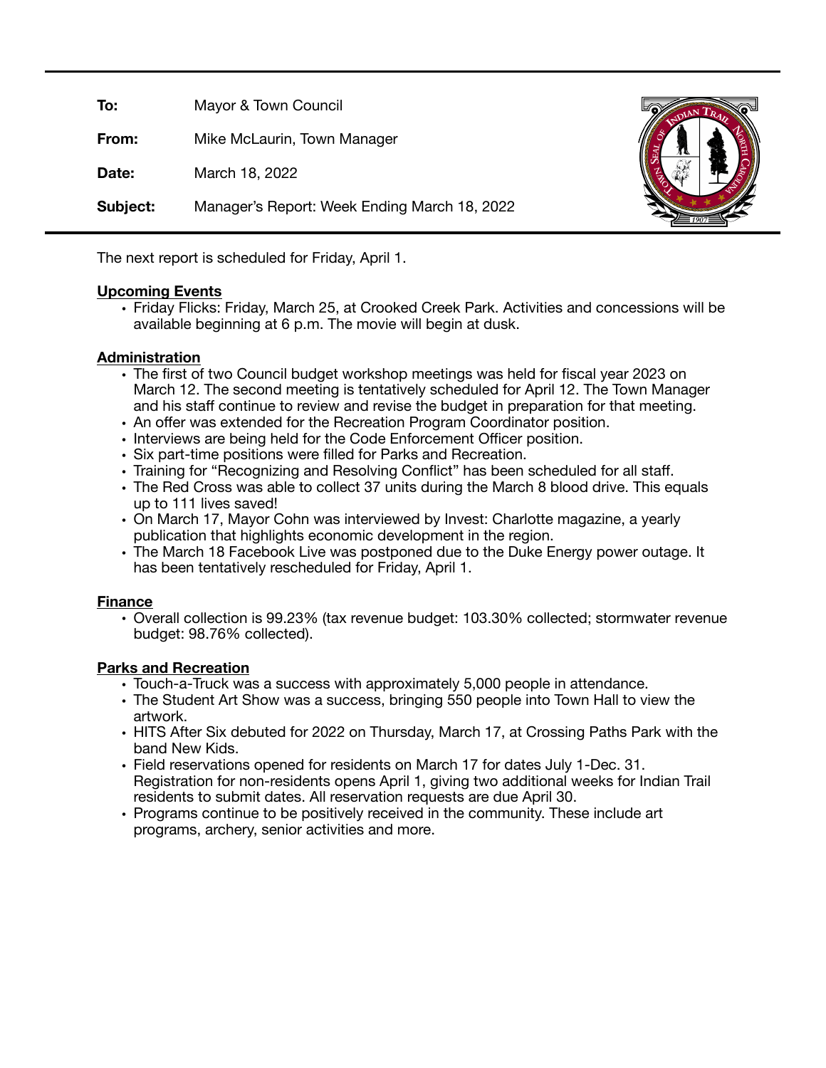**To:** Mayor & Town Council

**From:** Mike McLaurin, Town Manager

**Date:** March 18, 2022

**Subject:** Manager's Report: Week Ending March 18, 2022

The next report is scheduled for Friday, April 1.

## Upcoming Events

- Friday Flicks: Friday, March 25, at Crooked Creek Park. Activities and concessions will be available beginning at 6 p.m. The movie will begin at dusk.

## Administration

- The first of two Council budget workshop meetings was held for fiscal year 2023 on March 12. The second meeting is tentatively scheduled for April 12. The Town Manager and his staff continue to review and revise the budget in preparation for that meeting.
- An offer was extended for the Recreation Program Coordinator position.
- Interviews are being held for the Code Enforcement Officer position.
- Six part-time positions were filled for Parks and Recreation.
- Training for "Recognizing and Resolving Conflict" has been scheduled for all staff.
- The Red Cross was able to collect 37 units during the March 8 blood drive. This equals up to 111 lives saved!
- On March 17, Mayor Cohn was interviewed by Invest: Charlotte magazine, a yearly publication that highlights economic development in the region.
- The March 18 Facebook Live was postponed due to the Duke Energy power outage. It has been tentatively rescheduled for Friday, April 1.

## Finance

- Overall collection is 99.23% (tax revenue budget: 103.30% collected; stormwater revenue budget: 98.76% collected).

## Parks and Recreation

- Touch-a-Truck was a success with approximately 5,000 people in attendance.
- The Student Art Show was a success, bringing 550 people into Town Hall to view the artwork.
- HITS After Six debuted for 2022 on Thursday, March 17, at Crossing Paths Park with the band New Kids.
- Field reservations opened for residents on March 17 for dates July 1-Dec. 31. Registration for non-residents opens April 1, giving two additional weeks for Indian Trail residents to submit dates. All reservation requests are due April 30.
- Programs continue to be positively received in the community. These include art programs, archery, senior activities and more.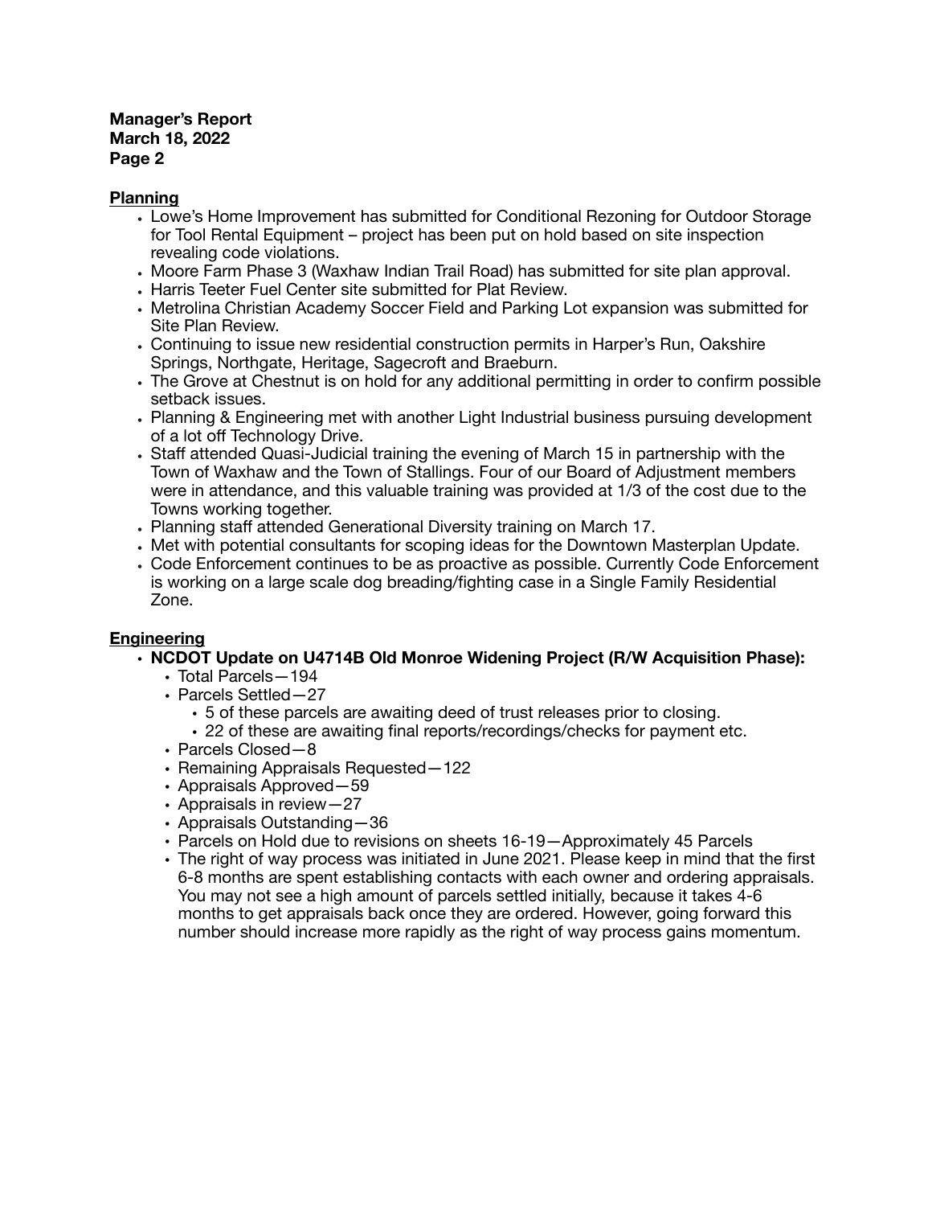## Planning

- Lowe's Home Improvement has submitted for Conditional Rezoning for Outdoor Storage for Tool Rental Equipment – project has been put on hold based on site inspection revealing code violations.
- Moore Farm Phase 3 (Waxhaw Indian Trail Road) has submitted for site plan approval.
- Harris Teeter Fuel Center site submitted for Plat Review.
- Metrolina Christian Academy Soccer Field and Parking Lot expansion was submitted for Site Plan Review.
- Continuing to issue new residential construction permits in Harper's Run, Oakshire Springs, Northgate, Heritage, Sagecroft and Braeburn.
- The Grove at Chestnut is on hold for any additional permitting in order to confirm possible setback issues.
- Planning & Engineering met with another Light Industrial business pursuing development of a lot off Technology Drive.
- Staff attended Quasi-Judicial training the evening of March 15 in partnership with the Town of Waxhaw and the Town of Stallings. Four of our Board of Adjustment members were in attendance, and this valuable training was provided at 1/3 of the cost due to the Towns working together.
- Planning staff attended Generational Diversity training on March 17.
- Met with potential consultants for scoping ideas for the Downtown Masterplan Update.
- Code Enforcement continues to be as proactive as possible. Currently Code Enforcement is working on a large scale dog breading/fighting case in a Single Family Residential Zone.

## Engineering

- **NCDOT Update on U4714B Old Monroe Widening Project (R/W Acquisition Phase):**
  - Total Parcels—194
  - Parcels Settled—27
    - 5 of these parcels are awaiting deed of trust releases prior to closing.
    - 22 of these are awaiting final reports/recordings/checks for payment etc.
  - Parcels Closed—8
  - Remaining Appraisals Requested—122
  - Appraisals Approved—59
  - Appraisals in review—27
  - Appraisals Outstanding—36
  - Parcels on Hold due to revisions on sheets 16-19—Approximately 45 Parcels
  - The right of way process was initiated in June 2021. Please keep in mind that the first 6-8 months are spent establishing contacts with each owner and ordering appraisals. You may not see a high amount of parcels settled initially, because it takes 4-6 months to get appraisals back once they are ordered. However, going forward this number should increase more rapidly as the right of way process gains momentum.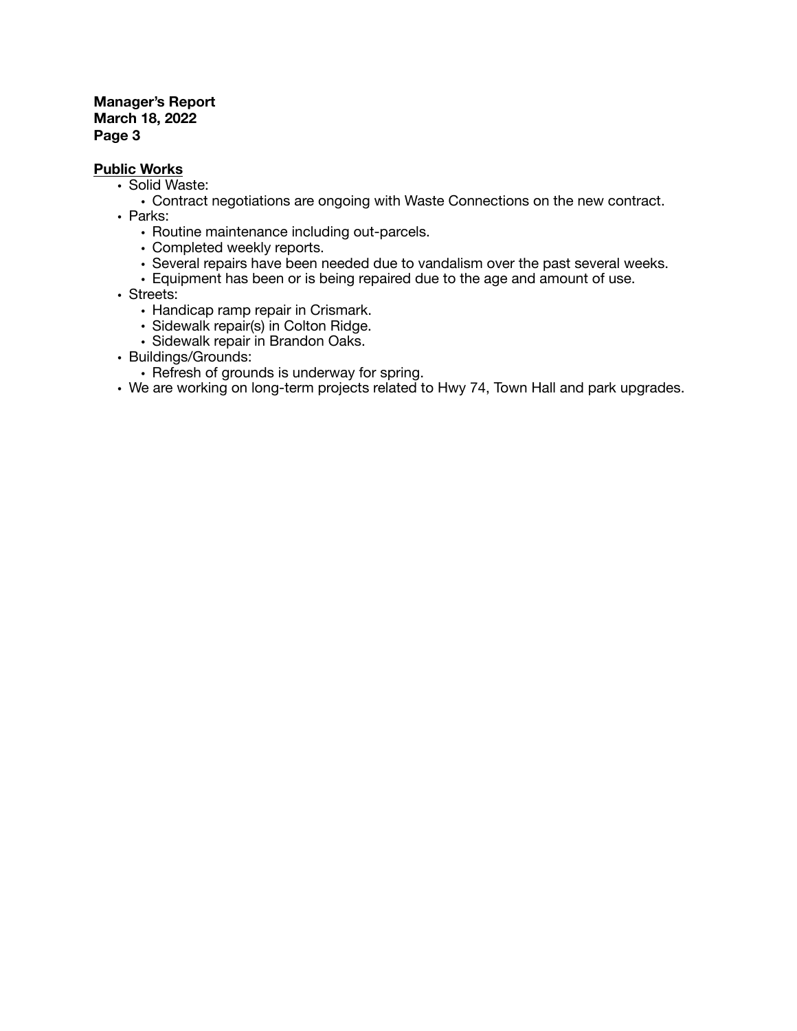## Public Works

- Solid Waste:
  - Contract negotiations are ongoing with Waste Connections on the new contract.
- Parks:
  - Routine maintenance including out-parcels.
  - Completed weekly reports.
  - Several repairs have been needed due to vandalism over the past several weeks.
  - Equipment has been or is being repaired due to the age and amount of use.
- Streets:
  - Handicap ramp repair in Crismark.
  - Sidewalk repair(s) in Colton Ridge.
  - Sidewalk repair in Brandon Oaks.
- Buildings/Grounds:
  - Refresh of grounds is underway for spring.
- We are working on long-term projects related to Hwy 74, Town Hall and park upgrades.